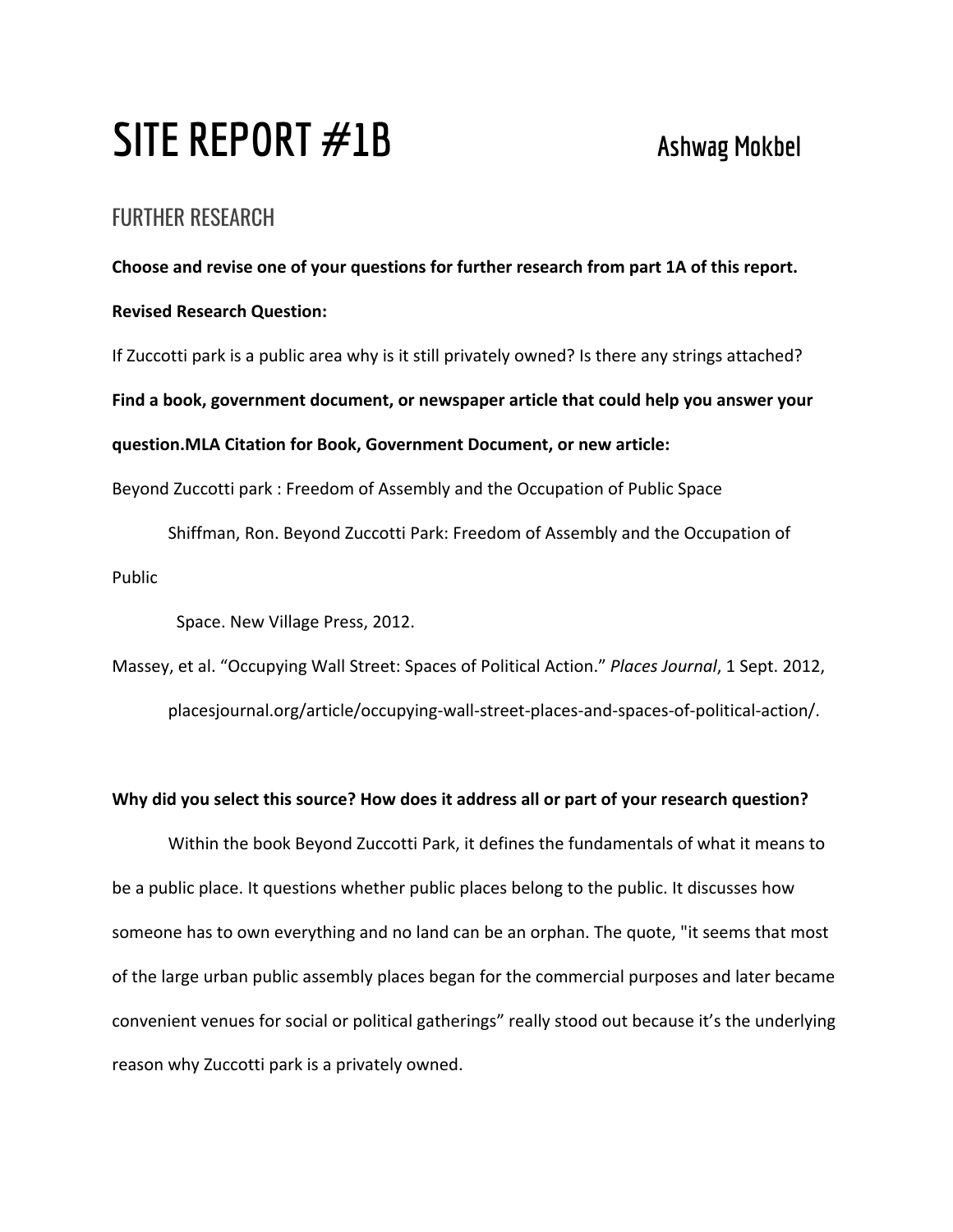# SITE REPORT #1B

Ashwag Mokbel

## FURTHER RESEARCH

**Choose and revise one of your questions for further research from part 1A of this report.**

**Revised Research Question:**

If Zuccotti park is a public area why is it still privately owned? Is there any strings attached?

**Find a book, government document, or newspaper article that could help you answer your question.MLA Citation for Book, Government Document, or new article:**

Beyond Zuccotti park : Freedom of Assembly and the Occupation of Public Space

Shiffman, Ron. Beyond Zuccotti Park: Freedom of Assembly and the Occupation of Public

Space. New Village Press, 2012.

Massey, et al. "Occupying Wall Street: Spaces of Political Action." *Places Journal*, 1 Sept. 2012, placesjournal.org/article/occupying-wall-street-places-and-spaces-of-political-action/.

**Why did you select this source? How does it address all or part of your research question?**

Within the book Beyond Zuccotti Park, it defines the fundamentals of what it means to be a public place. It questions whether public places belong to the public. It discusses how someone has to own everything and no land can be an orphan. The quote, "it seems that most of the large urban public assembly places began for the commercial purposes and later became convenient venues for social or political gatherings" really stood out because it's the underlying reason why Zuccotti park is a privately owned.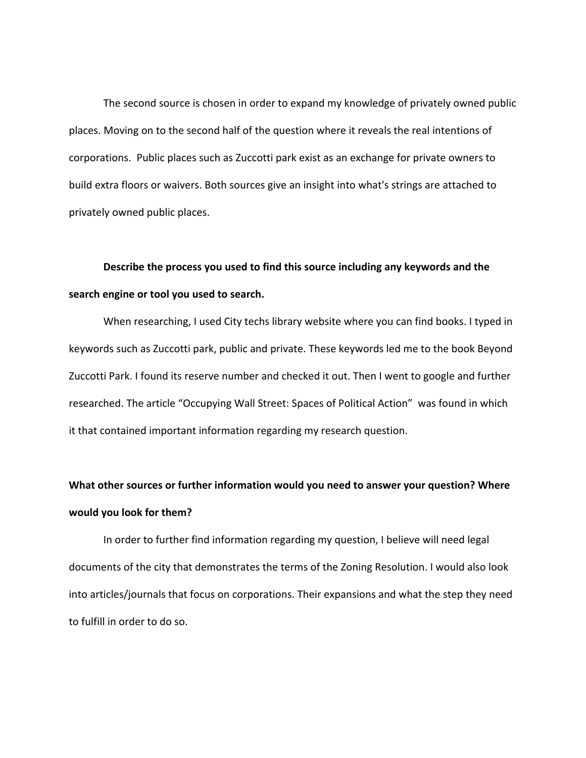The second source is chosen in order to expand my knowledge of privately owned public places. Moving on to the second half of the question where it reveals the real intentions of corporations.  Public places such as Zuccotti park exist as an exchange for private owners to build extra floors or waivers. Both sources give an insight into what's strings are attached to privately owned public places.

**Describe the process you used to find this source including any keywords and the search engine or tool you used to search.**

When researching, I used City techs library website where you can find books. I typed in keywords such as Zuccotti park, public and private. These keywords led me to the book Beyond Zuccotti Park. I found its reserve number and checked it out. Then I went to google and further researched. The article "Occupying Wall Street: Spaces of Political Action"  was found in which it that contained important information regarding my research question.

**What other sources or further information would you need to answer your question? Where would you look for them?**

In order to further find information regarding my question, I believe will need legal documents of the city that demonstrates the terms of the Zoning Resolution. I would also look into articles/journals that focus on corporations. Their expansions and what the step they need to fulfill in order to do so.